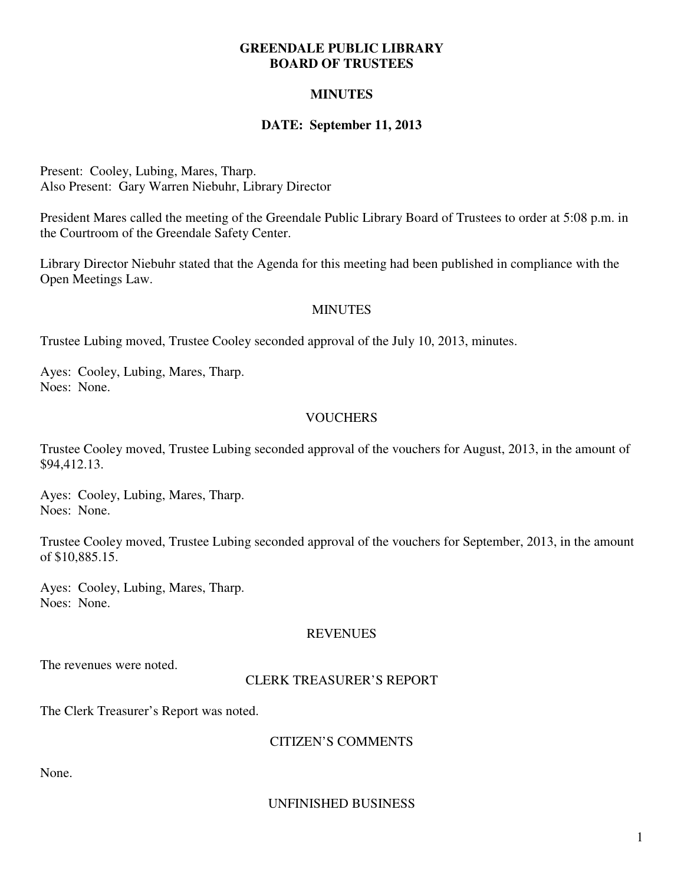# GREENDALE PUBLIC LIBRARY
# BOARD OF TRUSTEES

## MINUTES

## DATE: September 11, 2013

Present: Cooley, Lubing, Mares, Tharp.
Also Present: Gary Warren Niebuhr, Library Director

President Mares called the meeting of the Greendale Public Library Board of Trustees to order at 5:08 p.m. in the Courtroom of the Greendale Safety Center.

Library Director Niebuhr stated that the Agenda for this meeting had been published in compliance with the Open Meetings Law.

### MINUTES

Trustee Lubing moved, Trustee Cooley seconded approval of the July 10, 2013, minutes.

Ayes: Cooley, Lubing, Mares, Tharp.
Noes: None.

### VOUCHERS

Trustee Cooley moved, Trustee Lubing seconded approval of the vouchers for August, 2013, in the amount of $94,412.13.

Ayes: Cooley, Lubing, Mares, Tharp.
Noes: None.

Trustee Cooley moved, Trustee Lubing seconded approval of the vouchers for September, 2013, in the amount of $10,885.15.

Ayes: Cooley, Lubing, Mares, Tharp.
Noes: None.

### REVENUES

The revenues were noted.

### CLERK TREASURER'S REPORT

The Clerk Treasurer's Report was noted.

### CITIZEN'S COMMENTS

None.

### UNFINISHED BUSINESS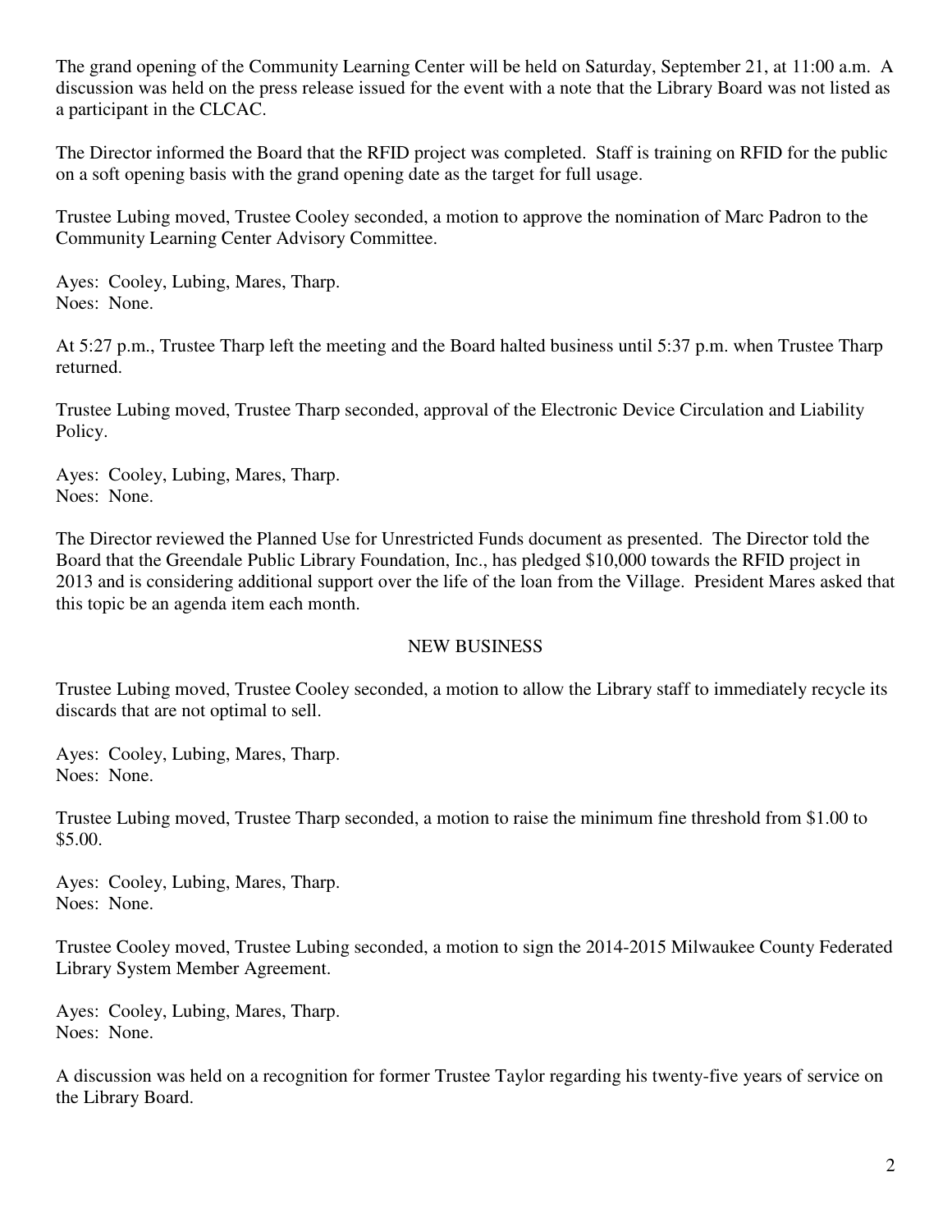The grand opening of the Community Learning Center will be held on Saturday, September 21, at 11:00 a.m. A discussion was held on the press release issued for the event with a note that the Library Board was not listed as a participant in the CLCAC.

The Director informed the Board that the RFID project was completed. Staff is training on RFID for the public on a soft opening basis with the grand opening date as the target for full usage.

Trustee Lubing moved, Trustee Cooley seconded, a motion to approve the nomination of Marc Padron to the Community Learning Center Advisory Committee.

Ayes: Cooley, Lubing, Mares, Tharp.
Noes: None.

At 5:27 p.m., Trustee Tharp left the meeting and the Board halted business until 5:37 p.m. when Trustee Tharp returned.

Trustee Lubing moved, Trustee Tharp seconded, approval of the Electronic Device Circulation and Liability Policy.

Ayes: Cooley, Lubing, Mares, Tharp.
Noes: None.

The Director reviewed the Planned Use for Unrestricted Funds document as presented. The Director told the Board that the Greendale Public Library Foundation, Inc., has pledged $10,000 towards the RFID project in 2013 and is considering additional support over the life of the loan from the Village. President Mares asked that this topic be an agenda item each month.

## NEW BUSINESS

Trustee Lubing moved, Trustee Cooley seconded, a motion to allow the Library staff to immediately recycle its discards that are not optimal to sell.

Ayes: Cooley, Lubing, Mares, Tharp.
Noes: None.

Trustee Lubing moved, Trustee Tharp seconded, a motion to raise the minimum fine threshold from $1.00 to $5.00.

Ayes: Cooley, Lubing, Mares, Tharp.
Noes: None.

Trustee Cooley moved, Trustee Lubing seconded, a motion to sign the 2014-2015 Milwaukee County Federated Library System Member Agreement.

Ayes: Cooley, Lubing, Mares, Tharp.
Noes: None.

A discussion was held on a recognition for former Trustee Taylor regarding his twenty-five years of service on the Library Board.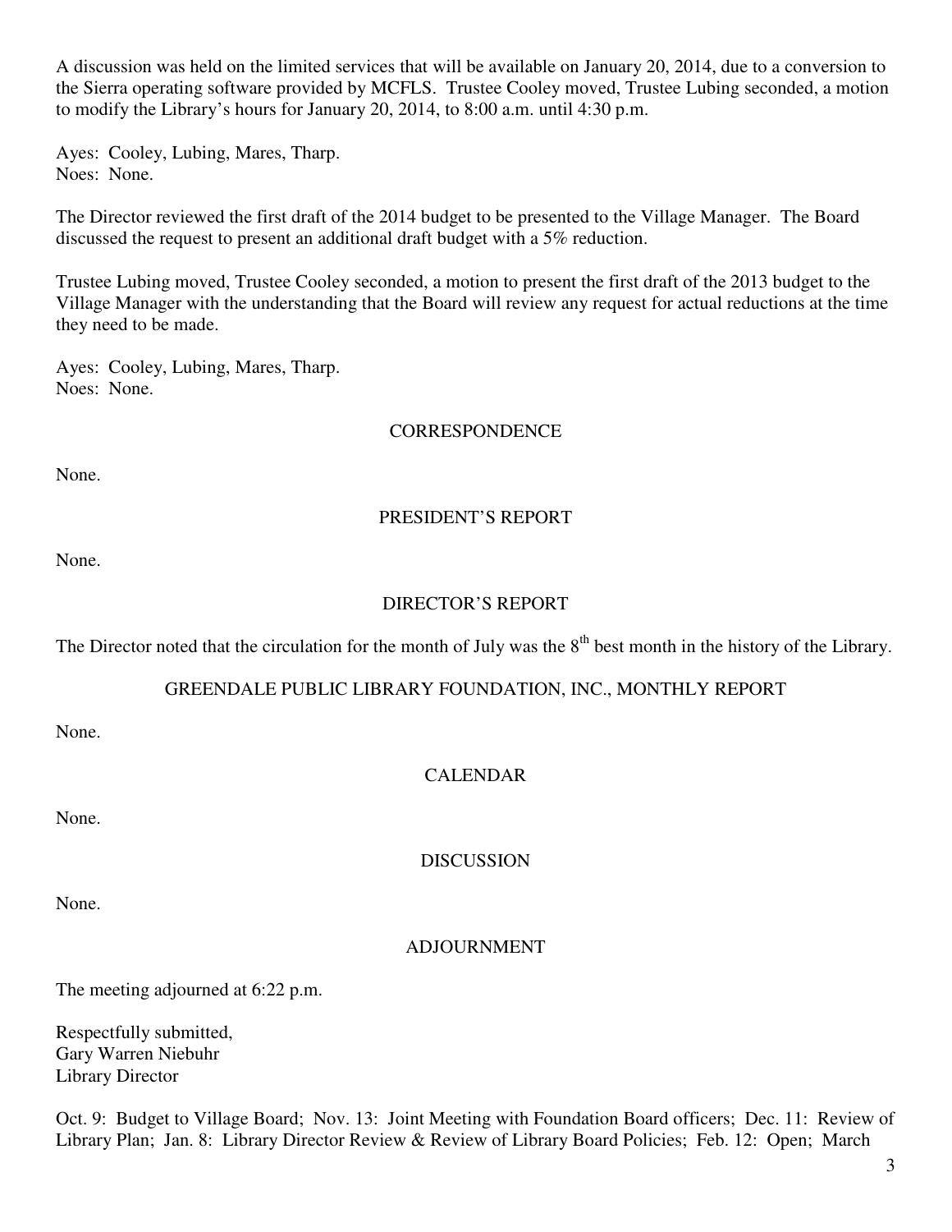A discussion was held on the limited services that will be available on January 20, 2014, due to a conversion to the Sierra operating software provided by MCFLS. Trustee Cooley moved, Trustee Lubing seconded, a motion to modify the Library's hours for January 20, 2014, to 8:00 a.m. until 4:30 p.m.

Ayes: Cooley, Lubing, Mares, Tharp.
Noes: None.

The Director reviewed the first draft of the 2014 budget to be presented to the Village Manager. The Board discussed the request to present an additional draft budget with a 5% reduction.

Trustee Lubing moved, Trustee Cooley seconded, a motion to present the first draft of the 2013 budget to the Village Manager with the understanding that the Board will review any request for actual reductions at the time they need to be made.

Ayes: Cooley, Lubing, Mares, Tharp.
Noes: None.

## CORRESPONDENCE

None.

## PRESIDENT'S REPORT

None.

## DIRECTOR'S REPORT

The Director noted that the circulation for the month of July was the 8th best month in the history of the Library.

## GREENDALE PUBLIC LIBRARY FOUNDATION, INC., MONTHLY REPORT

None.

## CALENDAR

None.

## DISCUSSION

None.

## ADJOURNMENT

The meeting adjourned at 6:22 p.m.

Respectfully submitted,
Gary Warren Niebuhr
Library Director

Oct. 9: Budget to Village Board; Nov. 13: Joint Meeting with Foundation Board officers; Dec. 11: Review of Library Plan; Jan. 8: Library Director Review & Review of Library Board Policies; Feb. 12: Open; March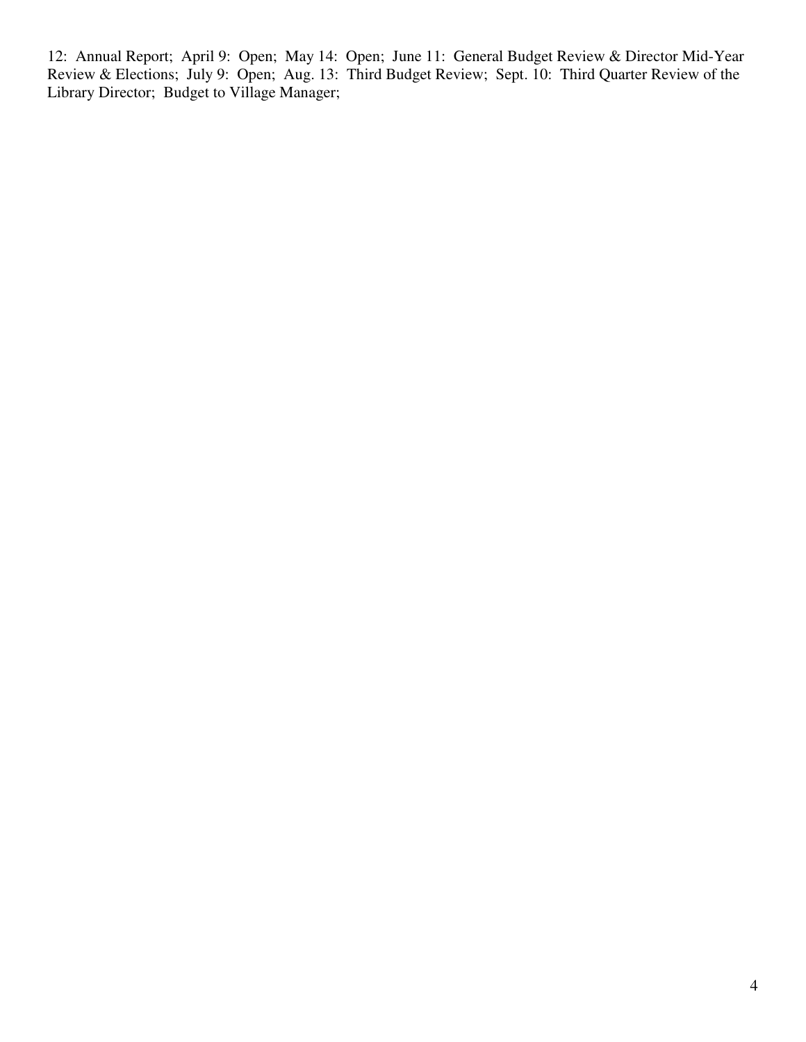12: Annual Report; April 9: Open; May 14: Open; June 11: General Budget Review & Director Mid-Year Review & Elections; July 9: Open; Aug. 13: Third Budget Review; Sept. 10: Third Quarter Review of the Library Director; Budget to Village Manager;